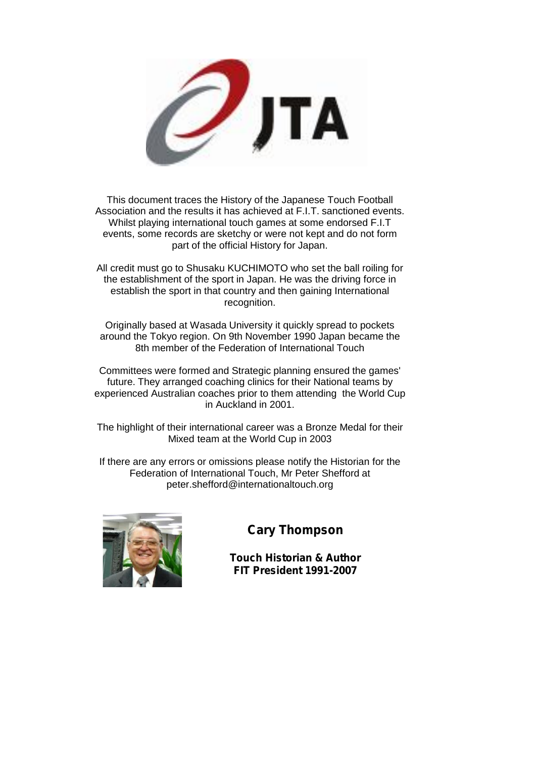This document traces the History of the Japanese Touch Football Association and the results it has achieved at F.I.T. sanctioned events. Whilst playing international touch games at some endorsed F.I.T events, some records are sketchy or were not kept and do not form part of the official History for Japan.

All credit must go to Shusaku KUCHIMOTO who set the ball roiling for the establishment of the sport in Japan. He was the driving force in establish the sport in that country and then gaining International recognition.

Originally based at Wasada University it quickly spread to pockets around the Tokyo region. On 9th November 1990 Japan became the 8th member of the Federation of International Touch

Committees were formed and Strategic planning ensured the games' future. They arranged coaching clinics for their National teams by experienced Australian coaches prior to them attending the World Cup in Auckland in 2001.

The highlight of their international career was a Bronze Medal for their Mixed team at the World Cup in 2003

If there are any errors or omissions please notify the Historian for the Federation of International Touch, Mr Peter Shefford at peter.shefford@internationaltouch.org

**Cary Thompson**

**Touch Historian & Author**
**FIT President 1991-2007**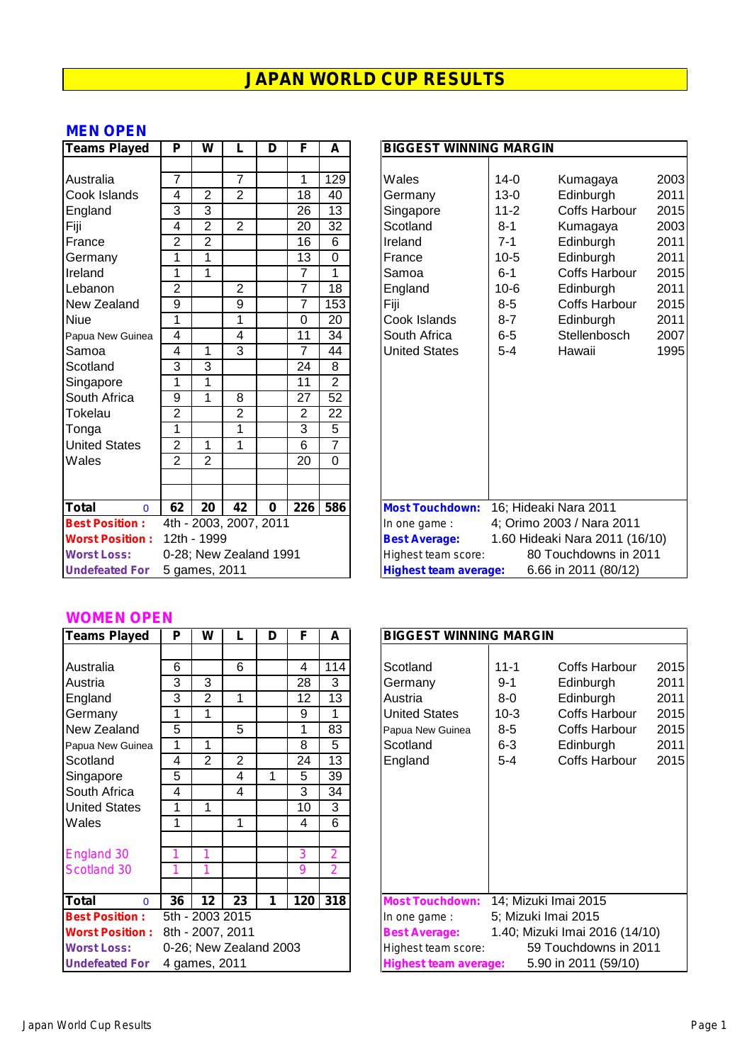# JAPAN WORLD CUP RESULTS

## MEN OPEN

| Teams Played | P | W | L | D | F | A |
|---|---|---|---|---|---|---|
| Australia | 7 | | 7 | | 1 | 129 |
| Cook Islands | 4 | 2 | 2 | | 18 | 40 |
| England | 3 | 3 | | | 26 | 13 |
| Fiji | 4 | 2 | 2 | | 20 | 32 |
| France | 2 | 2 | | | 16 | 6 |
| Germany | 1 | 1 | | | 13 | 0 |
| Ireland | 1 | 1 | | | 7 | 1 |
| Lebanon | 2 | | 2 | | 7 | 18 |
| New Zealand | 9 | | 9 | | 7 | 153 |
| Niue | 1 | | 1 | | 0 | 20 |
| Papua New Guinea | 4 | | 4 | | 11 | 34 |
| Samoa | 4 | 1 | 3 | | 7 | 44 |
| Scotland | 3 | 3 | | | 24 | 8 |
| Singapore | 1 | 1 | | | 11 | 2 |
| South Africa | 9 | 1 | 8 | | 27 | 52 |
| Tokelau | 2 | | 2 | | 2 | 22 |
| Tonga | 1 | | 1 | | 3 | 5 |
| United States | 2 | 1 | 1 | | 6 | 7 |
| Wales | 2 | 2 | | | 20 | 0 |
| **Total** 0 | **62** | **20** | **42** | **0** | **226** | **586** |

**Best Position :** 4th - 2003, 2007, 2011
**Worst Position :** 12th - 1999
**Worst Loss:** 0-28; New Zealand 1991
**Undefeated For** 5 games, 2011

| BIGGEST WINNING MARGIN | | | |
|---|---|---|---|
| Wales | 14-0 | Kumagaya | 2003 |
| Germany | 13-0 | Edinburgh | 2011 |
| Singapore | 11-2 | Coffs Harbour | 2015 |
| Scotland | 8-1 | Kumagaya | 2003 |
| Ireland | 7-1 | Edinburgh | 2011 |
| France | 10-5 | Edinburgh | 2011 |
| Samoa | 6-1 | Coffs Harbour | 2015 |
| England | 10-6 | Edinburgh | 2011 |
| Fiji | 8-5 | Coffs Harbour | 2015 |
| Cook Islands | 8-7 | Edinburgh | 2011 |
| South Africa | 6-5 | Stellenbosch | 2007 |
| United States | 5-4 | Hawaii | 1995 |

**Most Touchdown:** 16; Hideaki Nara 2011
In one game : 4; Orimo 2003 / Nara 2011
**Best Average:** 1.60 Hideaki Nara 2011 (16/10)
Highest team score: 80 Touchdowns in 2011
**Highest team average:** 6.66 in 2011 (80/12)

## WOMEN OPEN

| Teams Played | P | W | L | D | F | A |
|---|---|---|---|---|---|---|
| Australia | 6 | | 6 | | 4 | 114 |
| Austria | 3 | 3 | | | 28 | 3 |
| England | 3 | 2 | 1 | | 12 | 13 |
| Germany | 1 | 1 | | | 9 | 1 |
| New Zealand | 5 | | 5 | | 1 | 83 |
| Papua New Guinea | 1 | 1 | | | 8 | 5 |
| Scotland | 4 | 2 | 2 | | 24 | 13 |
| Singapore | 5 | | 4 | 1 | 5 | 39 |
| South Africa | 4 | | 4 | | 3 | 34 |
| United States | 1 | 1 | | | 10 | 3 |
| Wales | 1 | | 1 | | 4 | 6 |
| England 30 | 1 | 1 | | | 3 | 2 |
| Scotland 30 | 1 | 1 | | | 9 | 2 |
| **Total** 0 | **36** | **12** | **23** | **1** | **120** | **318** |

**Best Position :** 5th - 2003 2015
**Worst Position :** 8th - 2007, 2011
**Worst Loss:** 0-26; New Zealand 2003
**Undefeated For** 4 games, 2011

| BIGGEST WINNING MARGIN | | | |
|---|---|---|---|
| Scotland | 11-1 | Coffs Harbour | 2015 |
| Germany | 9-1 | Edinburgh | 2011 |
| Austria | 8-0 | Edinburgh | 2011 |
| United States | 10-3 | Coffs Harbour | 2015 |
| Papua New Guinea | 8-5 | Coffs Harbour | 2015 |
| Scotland | 6-3 | Edinburgh | 2011 |
| England | 5-4 | Coffs Harbour | 2015 |

**Most Touchdown:** 14; Mizuki Imai 2015
In one game : 5; Mizuki Imai 2015
**Best Average:** 1.40; Mizuki Imai 2016 (14/10)
Highest team score: 59 Touchdowns in 2011
**Highest team average:** 5.90 in 2011 (59/10)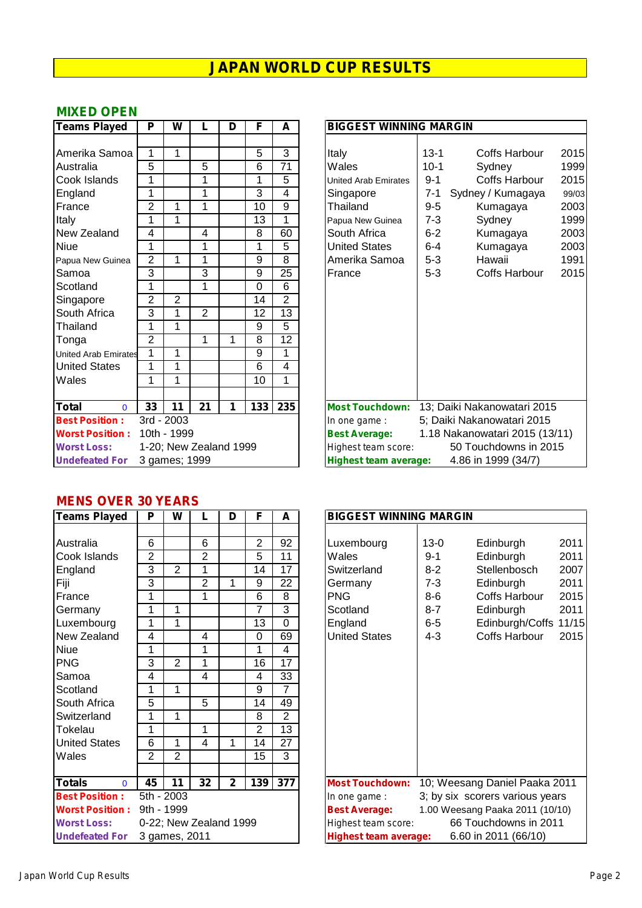# JAPAN WORLD CUP RESULTS

## MIXED OPEN

| Teams Played | P | W | L | D | F | A |
|---|---|---|---|---|---|---|
| Amerika Samoa | 1 | 1 | | | 5 | 3 |
| Australia | 5 | | 5 | | 6 | 71 |
| Cook Islands | 1 | | 1 | | 1 | 5 |
| England | 1 | | 1 | | 3 | 4 |
| France | 2 | 1 | 1 | | 10 | 9 |
| Italy | 1 | 1 | | | 13 | 1 |
| New Zealand | 4 | | 4 | | 8 | 60 |
| Niue | 1 | | 1 | | 1 | 5 |
| Papua New Guinea | 2 | 1 | 1 | | 9 | 8 |
| Samoa | 3 | | 3 | | 9 | 25 |
| Scotland | 1 | | 1 | | 0 | 6 |
| Singapore | 2 | 2 | | | 14 | 2 |
| South Africa | 3 | 1 | 2 | | 12 | 13 |
| Thailand | 1 | 1 | | | 9 | 5 |
| Tonga | 2 | | 1 | 1 | 8 | 12 |
| United Arab Emirates | 1 | 1 | | | 9 | 1 |
| United States | 1 | 1 | | | 6 | 4 |
| Wales | 1 | 1 | | | 10 | 1 |
| **Total** 0 | **33** | **11** | **21** | **1** | **133** | **235** |

**Best Position :** 3rd - 2003
**Worst Position :** 10th - 1999
**Worst Loss:** 1-20; New Zealand 1999
**Undefeated For** 3 games; 1999

| BIGGEST WINNING MARGIN | | | |
|---|---|---|---|
| Italy | 13-1 | Coffs Harbour | 2015 |
| Wales | 10-1 | Sydney | 1999 |
| United Arab Emirates | 9-1 | Coffs Harbour | 2015 |
| Singapore | 7-1 | Sydney / Kumagaya | 99/03 |
| Thailand | 9-5 | Kumagaya | 2003 |
| Papua New Guinea | 7-3 | Sydney | 1999 |
| South Africa | 6-2 | Kumagaya | 2003 |
| United States | 6-4 | Kumagaya | 2003 |
| Amerika Samoa | 5-3 | Hawaii | 1991 |
| France | 5-3 | Coffs Harbour | 2015 |

**Most Touchdown:** 13; Daiki Nakanowatari 2015
In one game : 5; Daiki Nakanowatari 2015
**Best Average:** 1.18 Nakanowatari 2015 (13/11)
Highest team score: 50 Touchdowns in 2015
**Highest team average:** 4.86 in 1999 (34/7)

## MENS OVER 30 YEARS

| Teams Played | P | W | L | D | F | A |
|---|---|---|---|---|---|---|
| Australia | 6 | | 6 | | 2 | 92 |
| Cook Islands | 2 | | 2 | | 5 | 11 |
| England | 3 | 2 | 1 | | 14 | 17 |
| Fiji | 3 | | 2 | 1 | 9 | 22 |
| France | 1 | | 1 | | 6 | 8 |
| Germany | 1 | 1 | | | 7 | 3 |
| Luxembourg | 1 | 1 | | | 13 | 0 |
| New Zealand | 4 | | 4 | | 0 | 69 |
| Niue | 1 | | 1 | | 1 | 4 |
| PNG | 3 | 2 | 1 | | 16 | 17 |
| Samoa | 4 | | 4 | | 4 | 33 |
| Scotland | 1 | 1 | | | 9 | 7 |
| South Africa | 5 | | 5 | | 14 | 49 |
| Switzerland | 1 | 1 | | | 8 | 2 |
| Tokelau | 1 | | 1 | | 2 | 13 |
| United States | 6 | 1 | 4 | 1 | 14 | 27 |
| Wales | 2 | 2 | | | 15 | 3 |
| **Totals** 0 | **45** | **11** | **32** | **2** | **139** | **377** |

**Best Position :** 5th - 2003
**Worst Position :** 9th - 1999
**Worst Loss:** 0-22; New Zealand 1999
**Undefeated For** 3 games, 2011

| BIGGEST WINNING MARGIN | | | |
|---|---|---|---|
| Luxembourg | 13-0 | Edinburgh | 2011 |
| Wales | 9-1 | Edinburgh | 2011 |
| Switzerland | 8-2 | Stellenbosch | 2007 |
| Germany | 7-3 | Edinburgh | 2011 |
| PNG | 8-6 | Coffs Harbour | 2015 |
| Scotland | 8-7 | Edinburgh | 2011 |
| England | 6-5 | Edinburgh/Coffs | 11/15 |
| United States | 4-3 | Coffs Harbour | 2015 |

**Most Touchdown:** 10; Weesang Daniel Paaka 2011
In one game : 3; by six scorers various years
**Best Average:** 1.00 Weesang Paaka 2011 (10/10)
Highest team score: 66 Touchdowns in 2011
**Highest team average:** 6.60 in 2011 (66/10)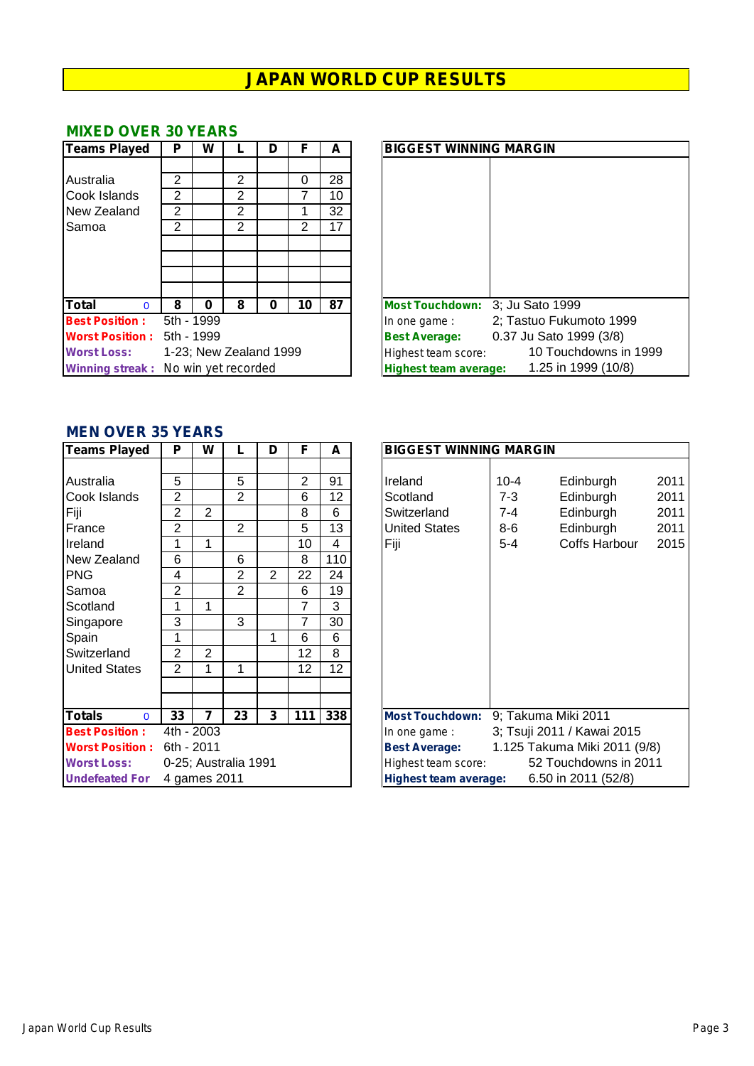# JAPAN WORLD CUP RESULTS

## MIXED OVER 30 YEARS

| Teams Played | P | W | L | D | F | A |
|---|---|---|---|---|---|---|
| Australia | 2 | | 2 | | 0 | 28 |
| Cook Islands | 2 | | 2 | | 7 | 10 |
| New Zealand | 2 | | 2 | | 1 | 32 |
| Samoa | 2 | | 2 | | 2 | 17 |
| **Total** 0 | **8** | **0** | **8** | **0** | **10** | **87** |

**Best Position :** 5th - 1999

**Worst Position :** 5th - 1999

**Worst Loss:** 1-23; New Zealand 1999

**Winning streak :** No win yet recorded

| BIGGEST WINNING MARGIN | |
|---|---|
| | |

**Most Touchdown:** 3; Ju Sato 1999

In one game : 2; Tastuo Fukumoto 1999

**Best Average:** 0.37 Ju Sato 1999 (3/8)

Highest team score: 10 Touchdowns in 1999

**Highest team average:** 1.25 in 1999 (10/8)

## MEN OVER 35 YEARS

| Teams Played | P | W | L | D | F | A |
|---|---|---|---|---|---|---|
| Australia | 5 | | 5 | | 2 | 91 |
| Cook Islands | 2 | | 2 | | 6 | 12 |
| Fiji | 2 | 2 | | | 8 | 6 |
| France | 2 | | 2 | | 5 | 13 |
| Ireland | 1 | 1 | | | 10 | 4 |
| New Zealand | 6 | | 6 | | 8 | 110 |
| PNG | 4 | | 2 | 2 | 22 | 24 |
| Samoa | 2 | | 2 | | 6 | 19 |
| Scotland | 1 | 1 | | | 7 | 3 |
| Singapore | 3 | | 3 | | 7 | 30 |
| Spain | 1 | | | 1 | 6 | 6 |
| Switzerland | 2 | 2 | | | 12 | 8 |
| United States | 2 | 1 | 1 | | 12 | 12 |
| **Totals** 0 | **33** | **7** | **23** | **3** | **111** | **338** |

**Best Position :** 4th - 2003

**Worst Position :** 6th - 2011

**Worst Loss:** 0-25; Australia 1991

**Undefeated For** 4 games 2011

| BIGGEST WINNING MARGIN | | | |
|---|---|---|---|
| Ireland | 10-4 | Edinburgh | 2011 |
| Scotland | 7-3 | Edinburgh | 2011 |
| Switzerland | 7-4 | Edinburgh | 2011 |
| United States | 8-6 | Edinburgh | 2011 |
| Fiji | 5-4 | Coffs Harbour | 2015 |

**Most Touchdown:** 9; Takuma Miki 2011

In one game : 3; Tsuji 2011 / Kawai 2015

**Best Average:** 1.125 Takuma Miki 2011 (9/8)

Highest team score: 52 Touchdowns in 2011

**Highest team average:** 6.50 in 2011 (52/8)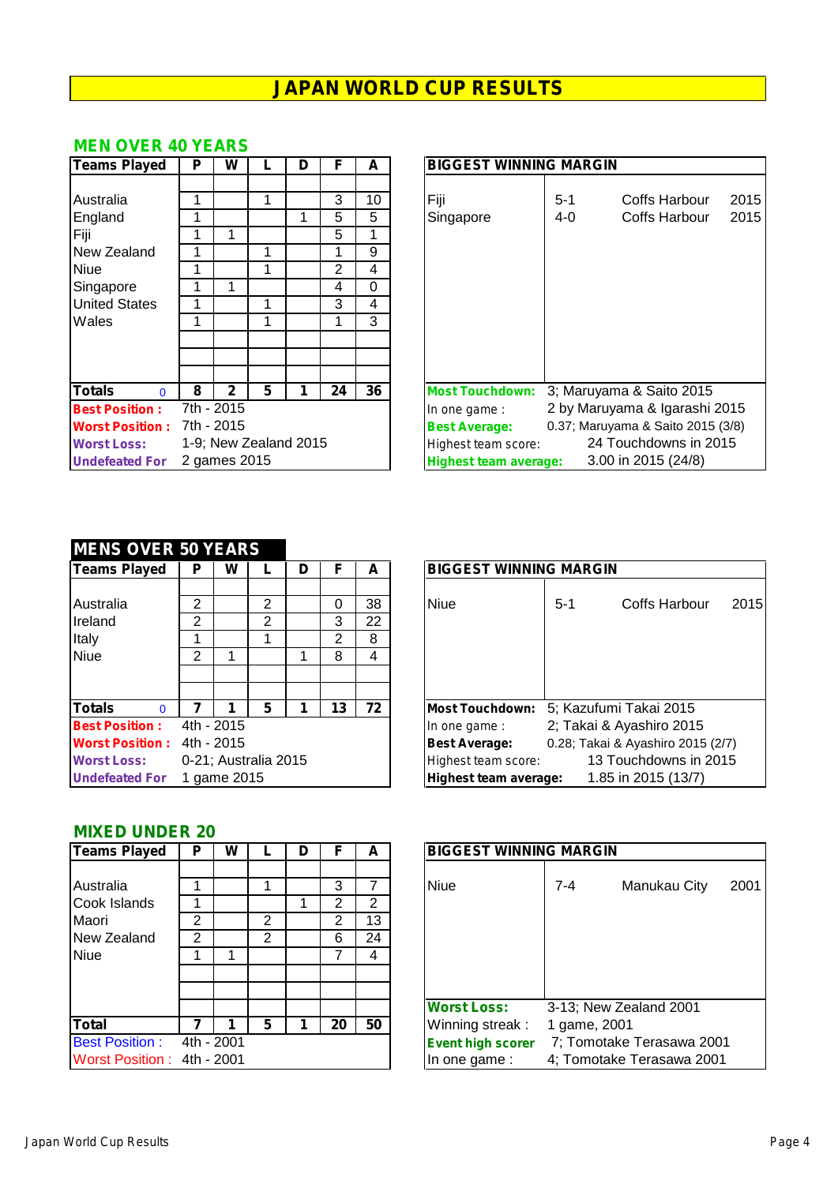# JAPAN WORLD CUP RESULTS

## MEN OVER 40 YEARS

| Teams Played | P | W | L | D | F | A |
|---|---|---|---|---|---|---|
| Australia | 1 | | 1 | | 3 | 10 |
| England | 1 | | | 1 | 5 | 5 |
| Fiji | 1 | 1 | | | 5 | 1 |
| New Zealand | 1 | | 1 | | 1 | 9 |
| Niue | 1 | | 1 | | 2 | 4 |
| Singapore | 1 | 1 | | | 4 | 0 |
| United States | 1 | | 1 | | 3 | 4 |
| Wales | 1 | | 1 | | 1 | 3 |
| **Totals** 0 | **8** | **2** | **5** | **1** | **24** | **36** |

**Best Position :** 7th - 2015
**Worst Position :** 7th - 2015
**Worst Loss:** 1-9; New Zealand 2015
**Undefeated For** 2 games 2015

| BIGGEST WINNING MARGIN | | | |
|---|---|---|---|
| Fiji | 5-1 | Coffs Harbour | 2015 |
| Singapore | 4-0 | Coffs Harbour | 2015 |

**Most Touchdown:** 3; Maruyama & Saito 2015
In one game : 2 by Maruyama & Igarashi 2015
**Best Average:** 0.37; Maruyama & Saito 2015 (3/8)
Highest team score: 24 Touchdowns in 2015
**Highest team average:** 3.00 in 2015 (24/8)

## MENS OVER 50 YEARS

| Teams Played | P | W | L | D | F | A |
|---|---|---|---|---|---|---|
| Australia | 2 | | 2 | | 0 | 38 |
| Ireland | 2 | | 2 | | 3 | 22 |
| Italy | 1 | | 1 | | 2 | 8 |
| Niue | 2 | 1 | | 1 | 8 | 4 |
| **Totals** 0 | **7** | **1** | **5** | **1** | **13** | **72** |

**Best Position :** 4th - 2015
**Worst Position :** 4th - 2015
**Worst Loss:** 0-21; Australia 2015
**Undefeated For** 1 game 2015

| BIGGEST WINNING MARGIN | | | |
|---|---|---|---|
| Niue | 5-1 | Coffs Harbour | 2015 |

**Most Touchdown:** 5; Kazufumi Takai 2015
In one game : 2; Takai & Ayashiro 2015
**Best Average:** 0.28; Takai & Ayashiro 2015 (2/7)
Highest team score: 13 Touchdowns in 2015
**Highest team average:** 1.85 in 2015 (13/7)

## MIXED UNDER 20

| Teams Played | P | W | L | D | F | A |
|---|---|---|---|---|---|---|
| Australia | 1 | | 1 | | 3 | 7 |
| Cook Islands | 1 | | | 1 | 2 | 2 |
| Maori | 2 | | 2 | | 2 | 13 |
| New Zealand | 2 | | 2 | | 6 | 24 |
| Niue | 1 | 1 | | | 7 | 4 |
| **Total** | **7** | **1** | **5** | **1** | **20** | **50** |

Best Position : 4th - 2001
Worst Position : 4th - 2001

| BIGGEST WINNING MARGIN | | | |
|---|---|---|---|
| Niue | 7-4 | Manukau City | 2001 |

**Worst Loss:** 3-13; New Zealand 2001
Winning streak : 1 game, 2001
**Event high scorer** 7; Tomotake Terasawa 2001
In one game : 4; Tomotake Terasawa 2001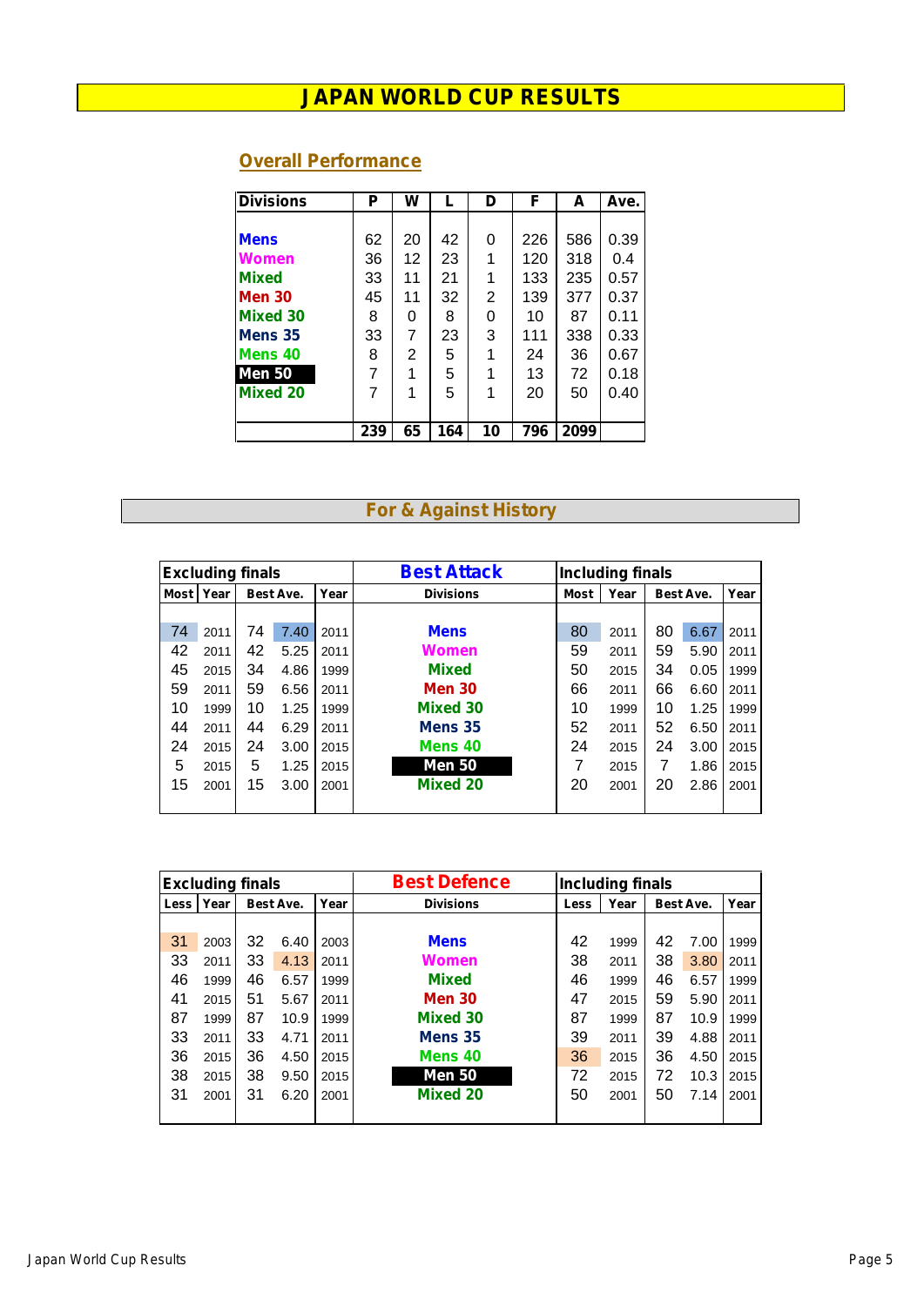# JAPAN WORLD CUP RESULTS

## Overall Performance

| Divisions | P | W | L | D | F | A | Ave. |
|---|---|---|---|---|---|---|---|
| Mens | 62 | 20 | 42 | 0 | 226 | 586 | 0.39 |
| Women | 36 | 12 | 23 | 1 | 120 | 318 | 0.4 |
| Mixed | 33 | 11 | 21 | 1 | 133 | 235 | 0.57 |
| Men 30 | 45 | 11 | 32 | 2 | 139 | 377 | 0.37 |
| Mixed 30 | 8 | 0 | 8 | 0 | 10 | 87 | 0.11 |
| Mens 35 | 33 | 7 | 23 | 3 | 111 | 338 | 0.33 |
| Mens 40 | 8 | 2 | 5 | 1 | 24 | 36 | 0.67 |
| Men 50 | 7 | 1 | 5 | 1 | 13 | 72 | 0.18 |
| Mixed 20 | 7 | 1 | 5 | 1 | 20 | 50 | 0.40 |
| | 239 | 65 | 164 | 10 | 796 | 2099 | |

## For & Against History

### Best Attack

| Excluding finals | | | | | Divisions | Including finals | | | | |
|---|---|---|---|---|---|---|---|---|---|---|
| Most | Year | Best Ave. | | Year | | Most | Year | Best Ave. | | Year |
| 74 | 2011 | 74 | 7.40 | 2011 | Mens | 80 | 2011 | 80 | 6.67 | 2011 |
| 42 | 2011 | 42 | 5.25 | 2011 | Women | 59 | 2011 | 59 | 5.90 | 2011 |
| 45 | 2015 | 34 | 4.86 | 1999 | Mixed | 50 | 2015 | 34 | 0.05 | 1999 |
| 59 | 2011 | 59 | 6.56 | 2011 | Men 30 | 66 | 2011 | 66 | 6.60 | 2011 |
| 10 | 1999 | 10 | 1.25 | 1999 | Mixed 30 | 10 | 1999 | 10 | 1.25 | 1999 |
| 44 | 2011 | 44 | 6.29 | 2011 | Mens 35 | 52 | 2011 | 52 | 6.50 | 2011 |
| 24 | 2015 | 24 | 3.00 | 2015 | Mens 40 | 24 | 2015 | 24 | 3.00 | 2015 |
| 5 | 2015 | 5 | 1.25 | 2015 | Men 50 | 7 | 2015 | 7 | 1.86 | 2015 |
| 15 | 2001 | 15 | 3.00 | 2001 | Mixed 20 | 20 | 2001 | 20 | 2.86 | 2001 |

### Best Defence

| Excluding finals | | | | | Divisions | Including finals | | | | |
|---|---|---|---|---|---|---|---|---|---|---|
| Less | Year | Best Ave. | | Year | | Less | Year | Best Ave. | | Year |
| 31 | 2003 | 32 | 6.40 | 2003 | Mens | 42 | 1999 | 42 | 7.00 | 1999 |
| 33 | 2011 | 33 | 4.13 | 2011 | Women | 38 | 2011 | 38 | 3.80 | 2011 |
| 46 | 1999 | 46 | 6.57 | 1999 | Mixed | 46 | 1999 | 46 | 6.57 | 1999 |
| 41 | 2015 | 51 | 5.67 | 2011 | Men 30 | 47 | 2015 | 59 | 5.90 | 2011 |
| 87 | 1999 | 87 | 10.9 | 1999 | Mixed 30 | 87 | 1999 | 87 | 10.9 | 1999 |
| 33 | 2011 | 33 | 4.71 | 2011 | Mens 35 | 39 | 2011 | 39 | 4.88 | 2011 |
| 36 | 2015 | 36 | 4.50 | 2015 | Mens 40 | 36 | 2015 | 36 | 4.50 | 2015 |
| 38 | 2015 | 38 | 9.50 | 2015 | Men 50 | 72 | 2015 | 72 | 10.3 | 2015 |
| 31 | 2001 | 31 | 6.20 | 2001 | Mixed 20 | 50 | 2001 | 50 | 7.14 | 2001 |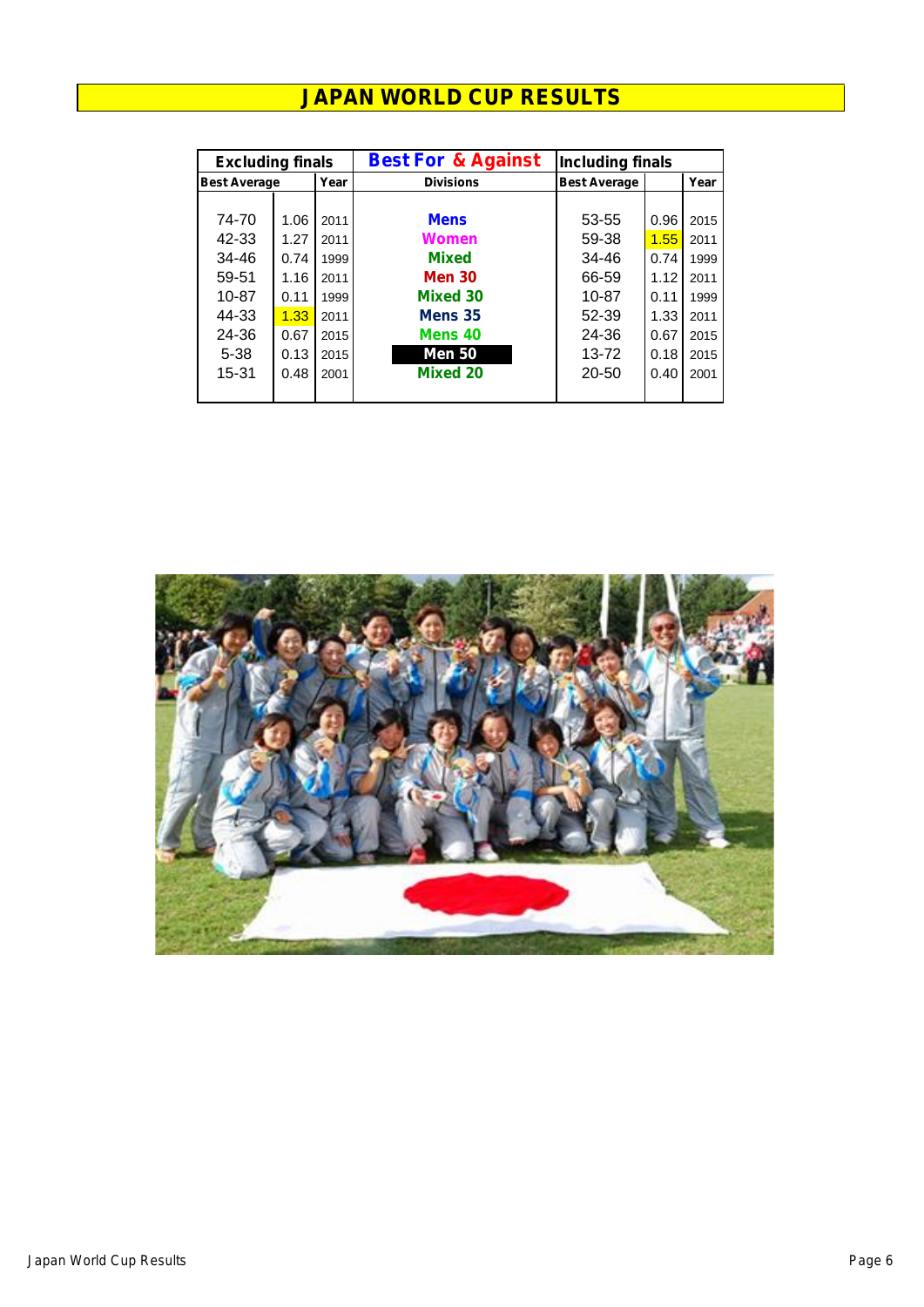# JAPAN WORLD CUP RESULTS

| Excluding finals | | | Best For & Against | Including finals | | |
|---|---|---|---|---|---|---|
| Best Average | | Year | Divisions | Best Average | | Year |
| 74-70 | 1.06 | 2011 | Mens | 53-55 | 0.96 | 2015 |
| 42-33 | 1.27 | 2011 | Women | 59-38 | 1.55 | 2011 |
| 34-46 | 0.74 | 1999 | Mixed | 34-46 | 0.74 | 1999 |
| 59-51 | 1.16 | 2011 | Men 30 | 66-59 | 1.12 | 2011 |
| 10-87 | 0.11 | 1999 | Mixed 30 | 10-87 | 0.11 | 1999 |
| 44-33 | 1.33 | 2011 | Mens 35 | 52-39 | 1.33 | 2011 |
| 24-36 | 0.67 | 2015 | Mens 40 | 24-36 | 0.67 | 2015 |
| 5-38 | 0.13 | 2015 | Men 50 | 13-72 | 0.18 | 2015 |
| 15-31 | 0.48 | 2001 | Mixed 20 | 20-50 | 0.40 | 2001 |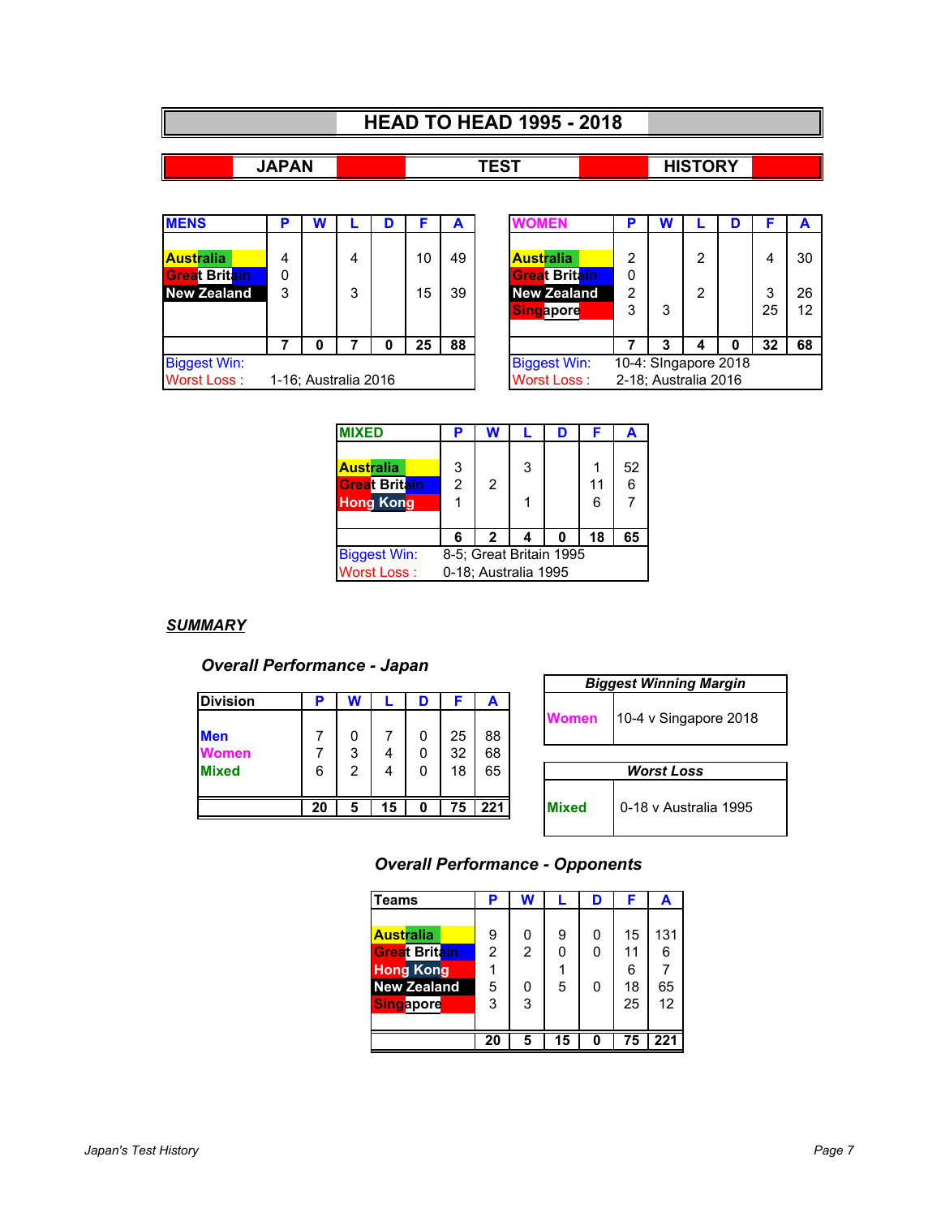# HEAD TO HEAD 1995 - 2018

## JAPAN TEST HISTORY

| MENS | P | W | L | D | F | A |
|---|---|---|---|---|---|---|
| Australia | 4 | | 4 | | 10 | 49 |
| Great Britain | 0 | | | | | |
| New Zealand | 3 | | 3 | | 15 | 39 |
| | 7 | 0 | 7 | 0 | 25 | 88 |

Biggest Win:
Worst Loss : 1-16; Australia 2016

| WOMEN | P | W | L | D | F | A |
|---|---|---|---|---|---|---|
| Australia | 2 | | 2 | | 4 | 30 |
| Great Britain | 0 | | | | | |
| New Zealand | 2 | | 2 | | 3 | 26 |
| Singapore | 3 | 3 | | | 25 | 12 |
| | 7 | 3 | 4 | 0 | 32 | 68 |

Biggest Win: 10-4: SIngapore 2018
Worst Loss : 2-18; Australia 2016

| MIXED | P | W | L | D | F | A |
|---|---|---|---|---|---|---|
| Australia | 3 | | 3 | | 1 | 52 |
| Great Britain | 2 | 2 | | | 11 | 6 |
| Hong Kong | 1 | | 1 | | 6 | 7 |
| | 6 | 2 | 4 | 0 | 18 | 65 |

Biggest Win: 8-5; Great Britain 1995
Worst Loss : 0-18; Australia 1995

## *SUMMARY*

### *Overall Performance - Japan*

| Division | P | W | L | D | F | A |
|---|---|---|---|---|---|---|
| Men | 7 | 0 | 7 | 0 | 25 | 88 |
| Women | 7 | 3 | 4 | 0 | 32 | 68 |
| Mixed | 6 | 2 | 4 | 0 | 18 | 65 |
| | 20 | 5 | 15 | 0 | 75 | 221 |

| *Biggest Winning Margin* | |
|---|---|
| Women | 10-4 v Singapore 2018 |

| *Worst Loss* | |
|---|---|
| Mixed | 0-18 v Australia 1995 |

### *Overall Performance - Opponents*

| Teams | P | W | L | D | F | A |
|---|---|---|---|---|---|---|
| Australia | 9 | 0 | 9 | 0 | 15 | 131 |
| Great Britain | 2 | 2 | 0 | 0 | 11 | 6 |
| Hong Kong | 1 | | 1 | | 6 | 7 |
| New Zealand | 5 | 0 | 5 | 0 | 18 | 65 |
| Singapore | 3 | 3 | | | 25 | 12 |
| | 20 | 5 | 15 | 0 | 75 | 221 |